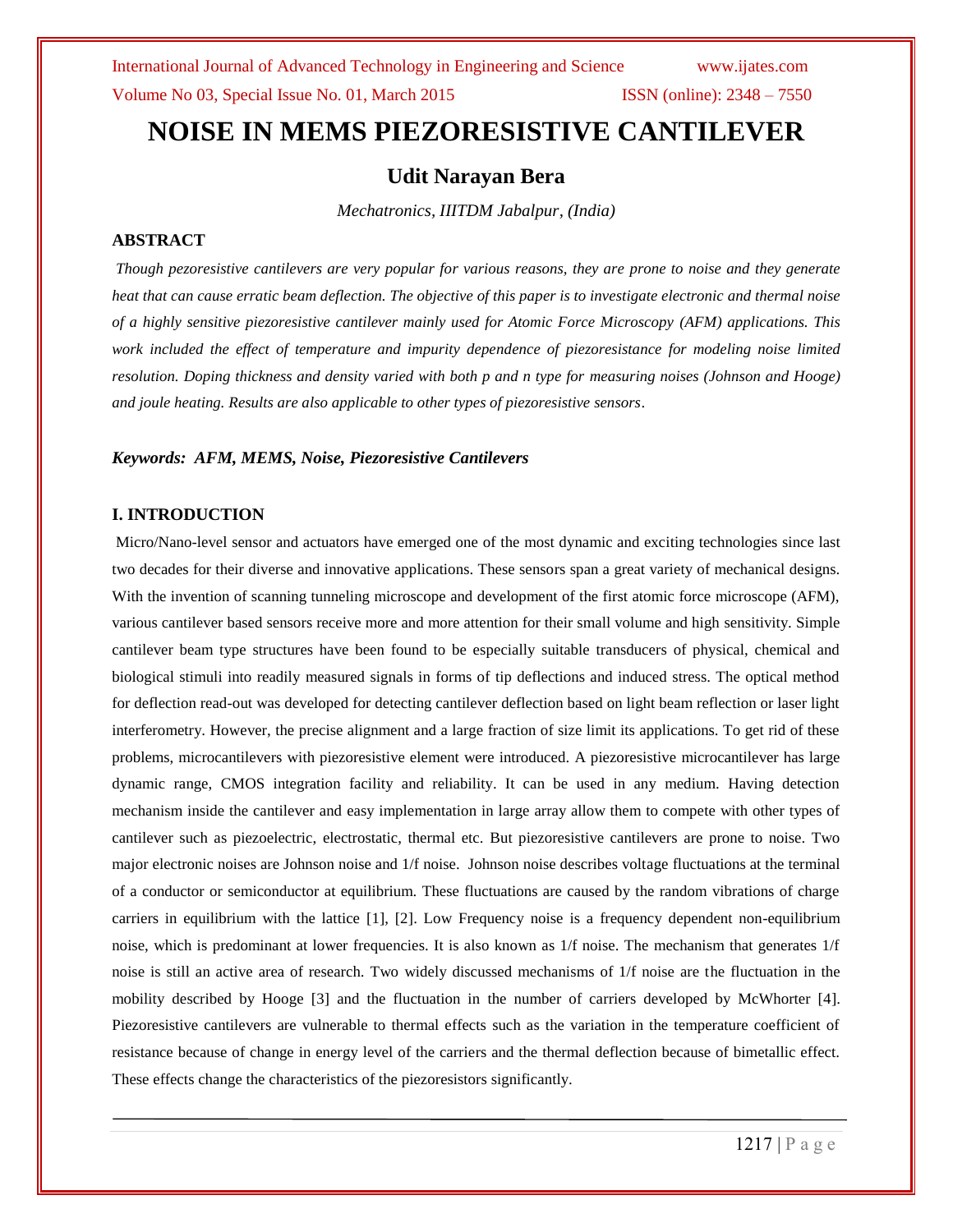# NOISE IN MEMS PIEZORESISTIVE CANTILEVER

## Udit Narayan Bera

*Mechatronics, IIITDM Jabalpur, (India)*

### ABSTRACT

*Though pezoresistive cantilevers are very popular for various reasons, they are prone to noise and they generate heat that can cause erratic beam deflection. The objective of this paper is to investigate electronic and thermal noise of a highly sensitive piezoresistive cantilever mainly used for Atomic Force Microscopy (AFM) applications. This work included the effect of temperature and impurity dependence of piezoresistance for modeling noise limited resolution. Doping thickness and density varied with both p and n type for measuring noises (Johnson and Hooge) and joule heating. Results are also applicable to other types of piezoresistive sensors.*

***Keywords: AFM, MEMS, Noise, Piezoresistive Cantilevers***

### I. INTRODUCTION

Micro/Nano-level sensor and actuators have emerged one of the most dynamic and exciting technologies since last two decades for their diverse and innovative applications. These sensors span a great variety of mechanical designs. With the invention of scanning tunneling microscope and development of the first atomic force microscope (AFM), various cantilever based sensors receive more and more attention for their small volume and high sensitivity. Simple cantilever beam type structures have been found to be especially suitable transducers of physical, chemical and biological stimuli into readily measured signals in forms of tip deflections and induced stress. The optical method for deflection read-out was developed for detecting cantilever deflection based on light beam reflection or laser light interferometry. However, the precise alignment and a large fraction of size limit its applications. To get rid of these problems, microcantilevers with piezoresistive element were introduced. A piezoresistive microcantilever has large dynamic range, CMOS integration facility and reliability. It can be used in any medium. Having detection mechanism inside the cantilever and easy implementation in large array allow them to compete with other types of cantilever such as piezoelectric, electrostatic, thermal etc. But piezoresistive cantilevers are prone to noise. Two major electronic noises are Johnson noise and 1/f noise. Johnson noise describes voltage fluctuations at the terminal of a conductor or semiconductor at equilibrium. These fluctuations are caused by the random vibrations of charge carriers in equilibrium with the lattice [1], [2]. Low Frequency noise is a frequency dependent non-equilibrium noise, which is predominant at lower frequencies. It is also known as 1/f noise. The mechanism that generates 1/f noise is still an active area of research. Two widely discussed mechanisms of 1/f noise are the fluctuation in the mobility described by Hooge [3] and the fluctuation in the number of carriers developed by McWhorter [4]. Piezoresistive cantilevers are vulnerable to thermal effects such as the variation in the temperature coefficient of resistance because of change in energy level of the carriers and the thermal deflection because of bimetallic effect. These effects change the characteristics of the piezoresistors significantly.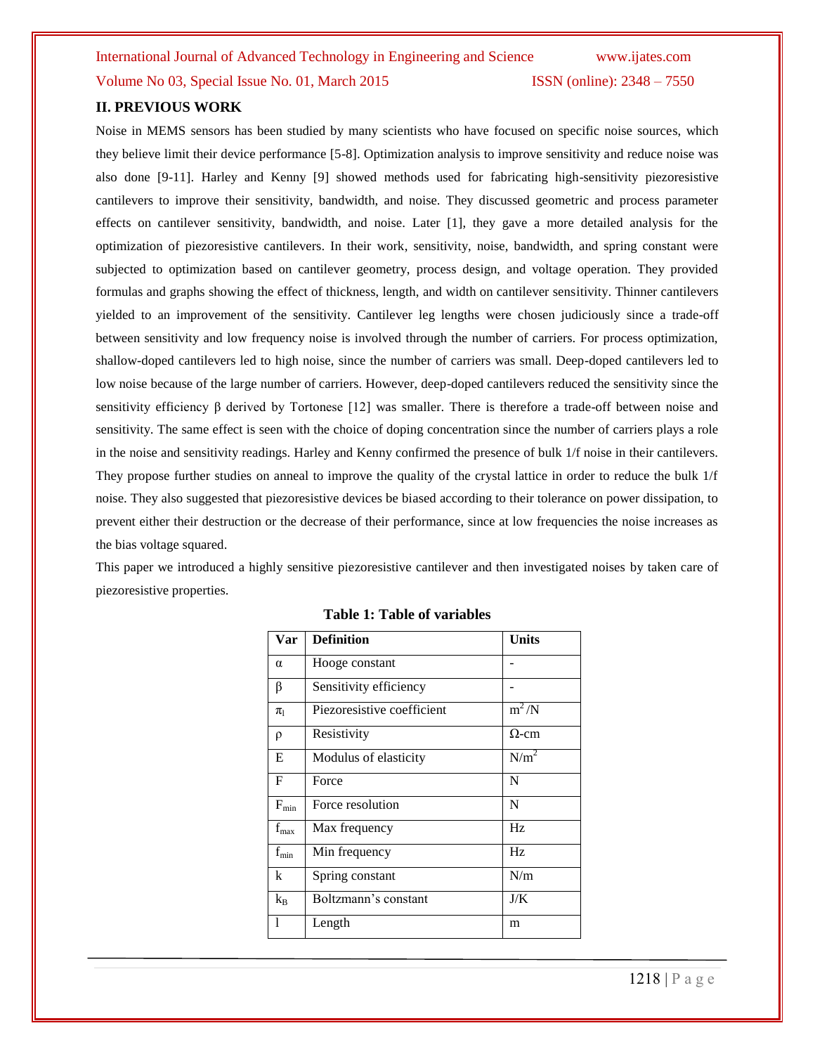## II. PREVIOUS WORK

Noise in MEMS sensors has been studied by many scientists who have focused on specific noise sources, which they believe limit their device performance [5-8]. Optimization analysis to improve sensitivity and reduce noise was also done [9-11]. Harley and Kenny [9] showed methods used for fabricating high-sensitivity piezoresistive cantilevers to improve their sensitivity, bandwidth, and noise. They discussed geometric and process parameter effects on cantilever sensitivity, bandwidth, and noise. Later [1], they gave a more detailed analysis for the optimization of piezoresistive cantilevers. In their work, sensitivity, noise, bandwidth, and spring constant were subjected to optimization based on cantilever geometry, process design, and voltage operation. They provided formulas and graphs showing the effect of thickness, length, and width on cantilever sensitivity. Thinner cantilevers yielded to an improvement of the sensitivity. Cantilever leg lengths were chosen judiciously since a trade-off between sensitivity and low frequency noise is involved through the number of carriers. For process optimization, shallow-doped cantilevers led to high noise, since the number of carriers was small. Deep-doped cantilevers led to low noise because of the large number of carriers. However, deep-doped cantilevers reduced the sensitivity since the sensitivity efficiency β derived by Tortonese [12] was smaller. There is therefore a trade-off between noise and sensitivity. The same effect is seen with the choice of doping concentration since the number of carriers plays a role in the noise and sensitivity readings. Harley and Kenny confirmed the presence of bulk 1/f noise in their cantilevers. They propose further studies on anneal to improve the quality of the crystal lattice in order to reduce the bulk 1/f noise. They also suggested that piezoresistive devices be biased according to their tolerance on power dissipation, to prevent either their destruction or the decrease of their performance, since at low frequencies the noise increases as the bias voltage squared.

This paper we introduced a highly sensitive piezoresistive cantilever and then investigated noises by taken care of piezoresistive properties.

**Table 1: Table of variables**

| Var | Definition | Units |
|---|---|---|
| $\alpha$ | Hooge constant | - |
| $\beta$ | Sensitivity efficiency | - |
| $\pi_l$ | Piezoresistive coefficient | $m^2/N$ |
| $\rho$ | Resistivity | Ω-cm |
| E | Modulus of elasticity | $N/m^2$ |
| F | Force | N |
| $F_{min}$ | Force resolution | N |
| $f_{max}$ | Max frequency | Hz |
| $f_{min}$ | Min frequency | Hz |
| k | Spring constant | N/m |
| $k_B$ | Boltzmann's constant | J/K |
| l | Length | m |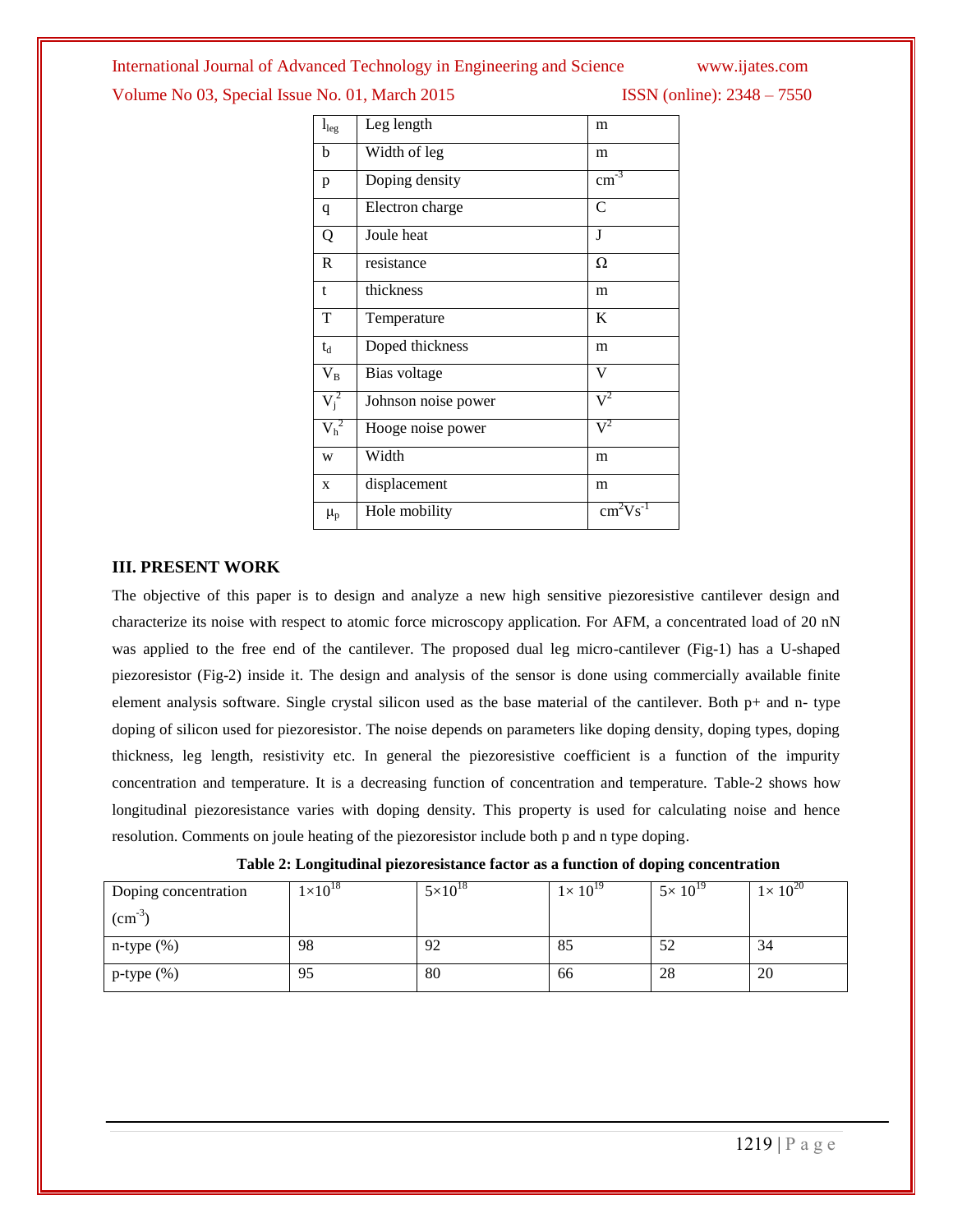| | | |
|---|---|---|
| $l_{leg}$ | Leg length | m |
| b | Width of leg | m |
| p | Doping density | $cm^{-3}$ |
| q | Electron charge | C |
| Q | Joule heat | J |
| R | resistance | Ω |
| t | thickness | m |
| T | Temperature | K |
| $t_d$ | Doped thickness | m |
| $V_B$ | Bias voltage | V |
| $V_j^2$ | Johnson noise power | $V^2$ |
| $V_h^2$ | Hooge noise power | $V^2$ |
| w | Width | m |
| x | displacement | m |
| $\mu_p$ | Hole mobility | $cm^2Vs^{-1}$ |

## III. PRESENT WORK

The objective of this paper is to design and analyze a new high sensitive piezoresistive cantilever design and characterize its noise with respect to atomic force microscopy application. For AFM, a concentrated load of 20 nN was applied to the free end of the cantilever. The proposed dual leg micro-cantilever (Fig-1) has a U-shaped piezoresistor (Fig-2) inside it. The design and analysis of the sensor is done using commercially available finite element analysis software. Single crystal silicon used as the base material of the cantilever. Both p+ and n- type doping of silicon used for piezoresistor. The noise depends on parameters like doping density, doping types, doping thickness, leg length, resistivity etc. In general the piezoresistive coefficient is a function of the impurity concentration and temperature. It is a decreasing function of concentration and temperature. Table-2 shows how longitudinal piezoresistance varies with doping density. This property is used for calculating noise and hence resolution. Comments on joule heating of the piezoresistor include both p and n type doping.

**Table 2: Longitudinal piezoresistance factor as a function of doping concentration**

| Doping concentration ($cm^{-3}$) | $1\times10^{18}$ | $5\times10^{18}$ | $1\times10^{19}$ | $5\times10^{19}$ | $1\times10^{20}$ |
|---|---|---|---|---|---|
| n-type (%) | 98 | 92 | 85 | 52 | 34 |
| p-type (%) | 95 | 80 | 66 | 28 | 20 |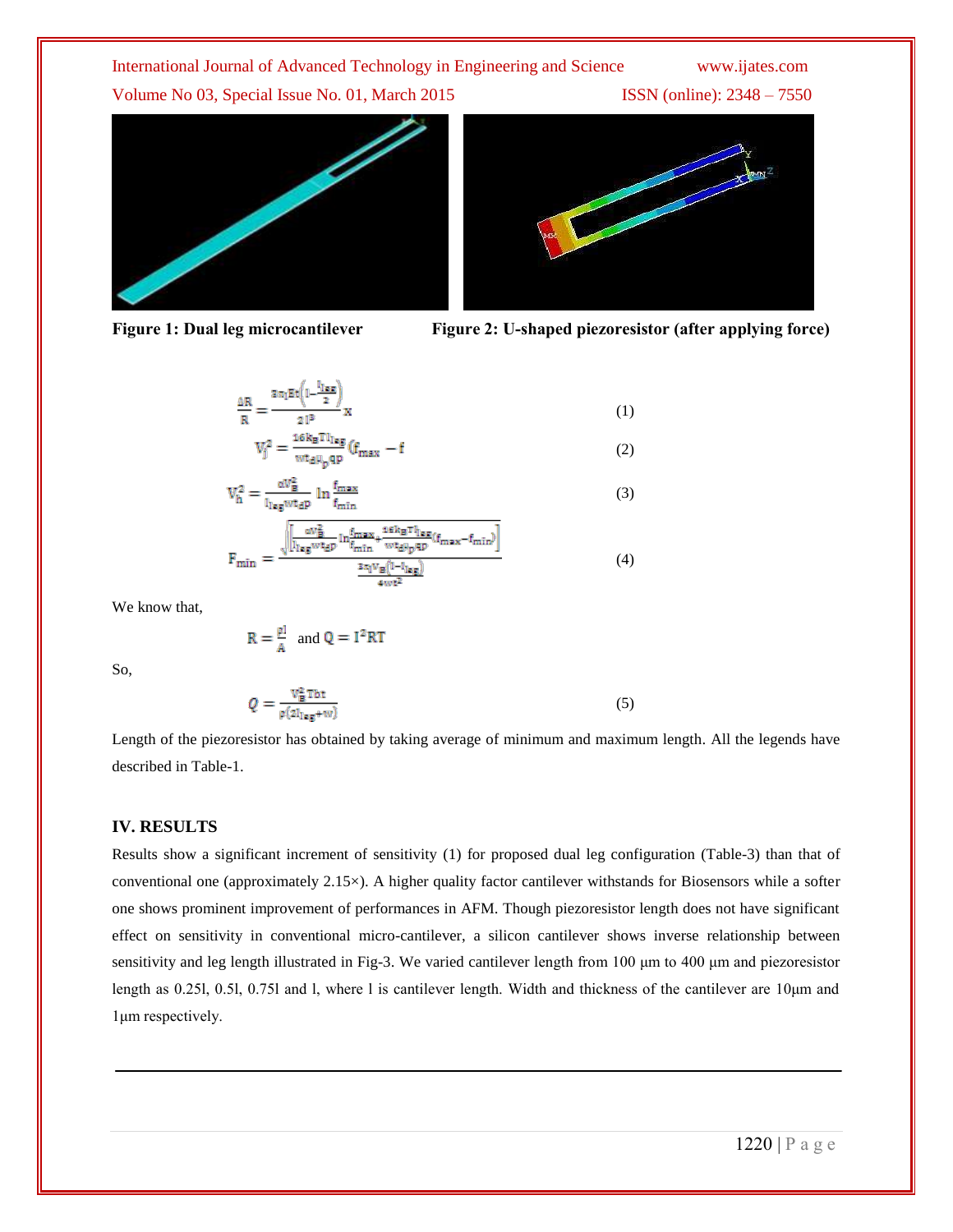Figure 1: Dual leg microcantilever

Figure 2: U-shaped piezoresistor (after applying force)

$$\frac{\Delta R}{R} = \frac{3\pi_l Et\left(1-\frac{l_{leg}}{2}\right)}{2l^3}x \quad (1)$$

$$V_j^2 = \frac{16k_BTl_{leg}}{wt_d\mu_p qp}(f_{max} - f \quad (2)$$

$$V_h^2 = \frac{\alpha V_B^2}{l_{leg}wt_dp}\ln\frac{f_{max}}{f_{min}} \quad (3)$$

$$F_{min} = \frac{\sqrt{\left[\frac{\alpha V_B^2}{l_{leg}wt_dp}\ln\frac{f_{max}}{f_{min}} + \frac{16k_BTl_{leg}}{wt_d\mu_p qp}(f_{max}-f_{min})\right]}}{\frac{3\pi_l V_B(1-l_{leg})}{4wt^2}} \quad (4)$$

We know that,

$$R = \frac{\rho l}{A} \text{ and } Q = I^2RT$$

So,

$$Q = \frac{V_B^2 Tbt}{\rho(2l_{leg}+w)} \quad (5)$$

Length of the piezoresistor has obtained by taking average of minimum and maximum length. All the legends have described in Table-1.

## IV. RESULTS

Results show a significant increment of sensitivity (1) for proposed dual leg configuration (Table-3) than that of conventional one (approximately 2.15×). A higher quality factor cantilever withstands for Biosensors while a softer one shows prominent improvement of performances in AFM. Though piezoresistor length does not have significant effect on sensitivity in conventional micro-cantilever, a silicon cantilever shows inverse relationship between sensitivity and leg length illustrated in Fig-3. We varied cantilever length from 100 μm to 400 μm and piezoresistor length as 0.25l, 0.5l, 0.75l and l, where l is cantilever length. Width and thickness of the cantilever are 10μm and 1μm respectively.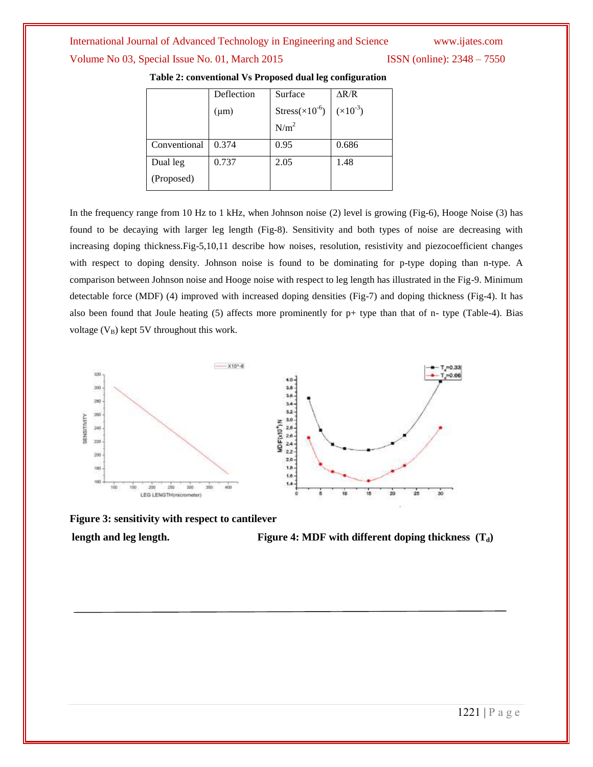**Table 2: conventional Vs Proposed dual leg configuration**

| | Deflection (μm) | Surface Stress($\times10^{-6}$) $N/m^2$ | ΔR/R ($\times10^{-3}$) |
|---|---|---|---|
| Conventional | 0.374 | 0.95 | 0.686 |
| Dual leg (Proposed) | 0.737 | 2.05 | 1.48 |

In the frequency range from 10 Hz to 1 kHz, when Johnson noise (2) level is growing (Fig-6), Hooge Noise (3) has found to be decaying with larger leg length (Fig-8). Sensitivity and both types of noise are decreasing with increasing doping thickness.Fig-5,10,11 describe how noises, resolution, resistivity and piezocoefficient changes with respect to doping density. Johnson noise is found to be dominating for p-type doping than n-type. A comparison between Johnson noise and Hooge noise with respect to leg length has illustrated in the Fig-9. Minimum detectable force (MDF) (4) improved with increased doping densities (Fig-7) and doping thickness (Fig-4). It has also been found that Joule heating (5) affects more prominently for p+ type than that of n- type (Table-4). Bias voltage ($V_B$) kept 5V throughout this work.

**Figure 3: sensitivity with respect to cantilever length and leg length.**

**Figure 4: MDF with different doping thickness ($T_d$)**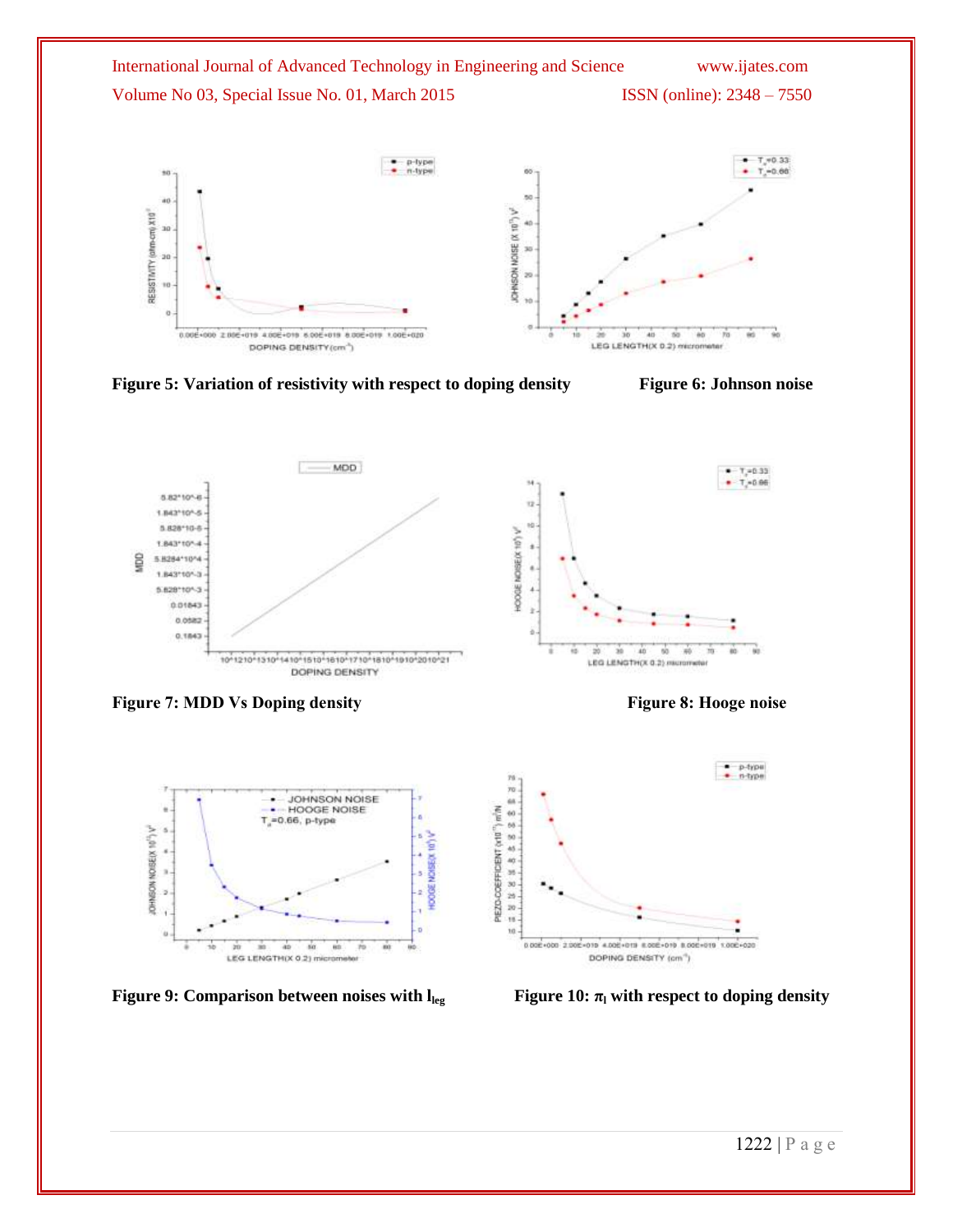Figure 5: Variation of resistivity with respect to doping density

Figure 6: Johnson noise

Figure 7: MDD Vs Doping density

Figure 8: Hooge noise

Figure 9: Comparison between noises with $l_{leg}$

Figure 10: $\pi_l$ with respect to doping density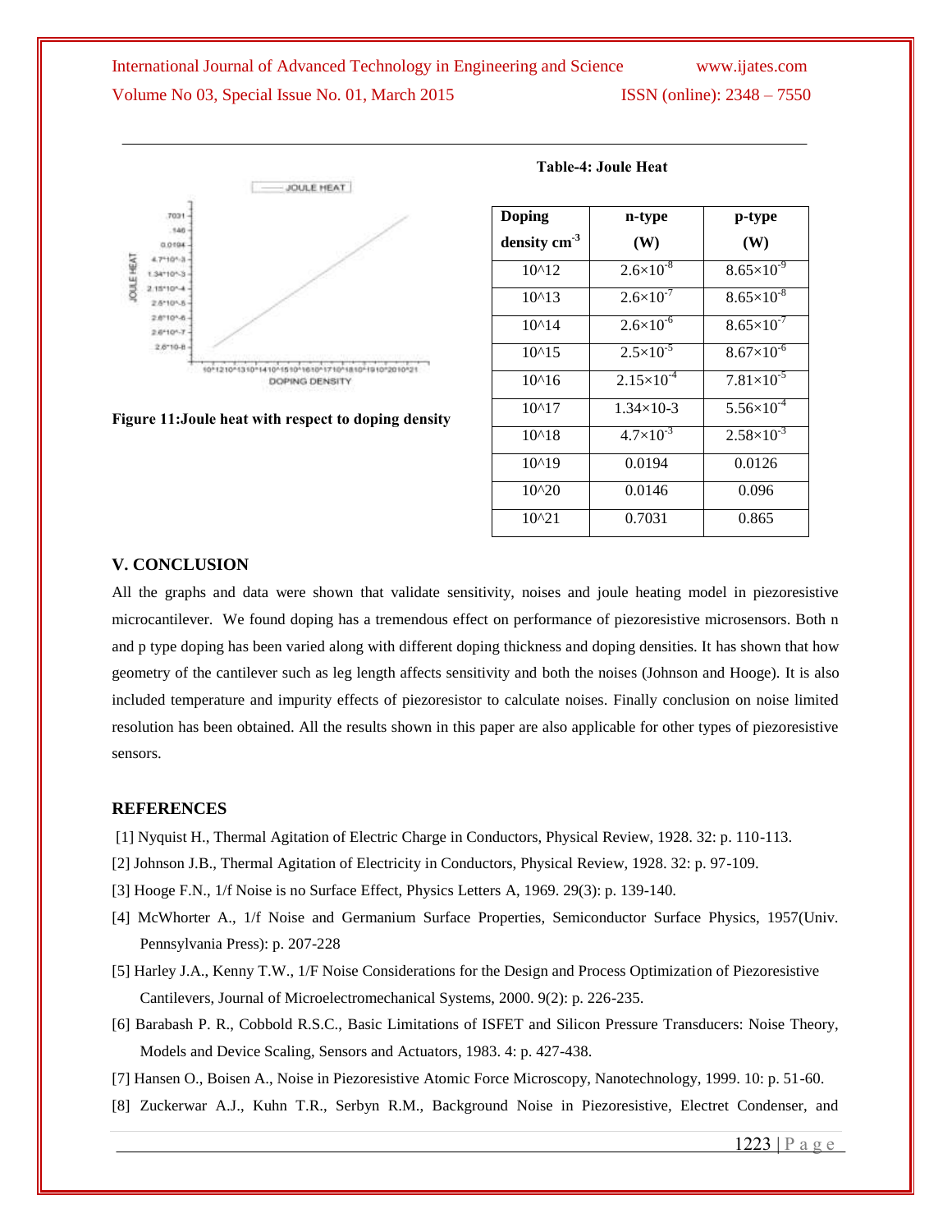Figure 11:Joule heat with respect to doping density

**Table-4: Joule Heat**

| Doping density $cm^{-3}$ | n-type (W) | p-type (W) |
|---|---|---|
| 10^12 | $2.6\times10^{-8}$ | $8.65\times10^{-9}$ |
| 10^13 | $2.6\times10^{-7}$ | $8.65\times10^{-8}$ |
| 10^14 | $2.6\times10^{-6}$ | $8.65\times10^{-7}$ |
| 10^15 | $2.5\times10^{-5}$ | $8.67\times10^{-6}$ |
| 10^16 | $2.15\times10^{-4}$ | $7.81\times10^{-5}$ |
| 10^17 | 1.34×10-3 | $5.56\times10^{-4}$ |
| 10^18 | $4.7\times10^{-3}$ | $2.58\times10^{-3}$ |
| 10^19 | 0.0194 | 0.0126 |
| 10^20 | 0.0146 | 0.096 |
| 10^21 | 0.7031 | 0.865 |

## V. CONCLUSION

All the graphs and data were shown that validate sensitivity, noises and joule heating model in piezoresistive microcantilever. We found doping has a tremendous effect on performance of piezoresistive microsensors. Both n and p type doping has been varied along with different doping thickness and doping densities. It has shown that how geometry of the cantilever such as leg length affects sensitivity and both the noises (Johnson and Hooge). It is also included temperature and impurity effects of piezoresistor to calculate noises. Finally conclusion on noise limited resolution has been obtained. All the results shown in this paper are also applicable for other types of piezoresistive sensors.

## REFERENCES

[1] Nyquist H., Thermal Agitation of Electric Charge in Conductors, Physical Review, 1928. 32: p. 110-113.

[2] Johnson J.B., Thermal Agitation of Electricity in Conductors, Physical Review, 1928. 32: p. 97-109.

[3] Hooge F.N., 1/f Noise is no Surface Effect, Physics Letters A, 1969. 29(3): p. 139-140.

[4] McWhorter A., 1/f Noise and Germanium Surface Properties, Semiconductor Surface Physics, 1957(Univ. Pennsylvania Press): p. 207-228

[5] Harley J.A., Kenny T.W., 1/F Noise Considerations for the Design and Process Optimization of Piezoresistive Cantilevers, Journal of Microelectromechanical Systems, 2000. 9(2): p. 226-235.

[6] Barabash P. R., Cobbold R.S.C., Basic Limitations of ISFET and Silicon Pressure Transducers: Noise Theory, Models and Device Scaling, Sensors and Actuators, 1983. 4: p. 427-438.

[7] Hansen O., Boisen A., Noise in Piezoresistive Atomic Force Microscopy, Nanotechnology, 1999. 10: p. 51-60.

[8] Zuckerwar A.J., Kuhn T.R., Serbyn R.M., Background Noise in Piezoresistive, Electret Condenser, and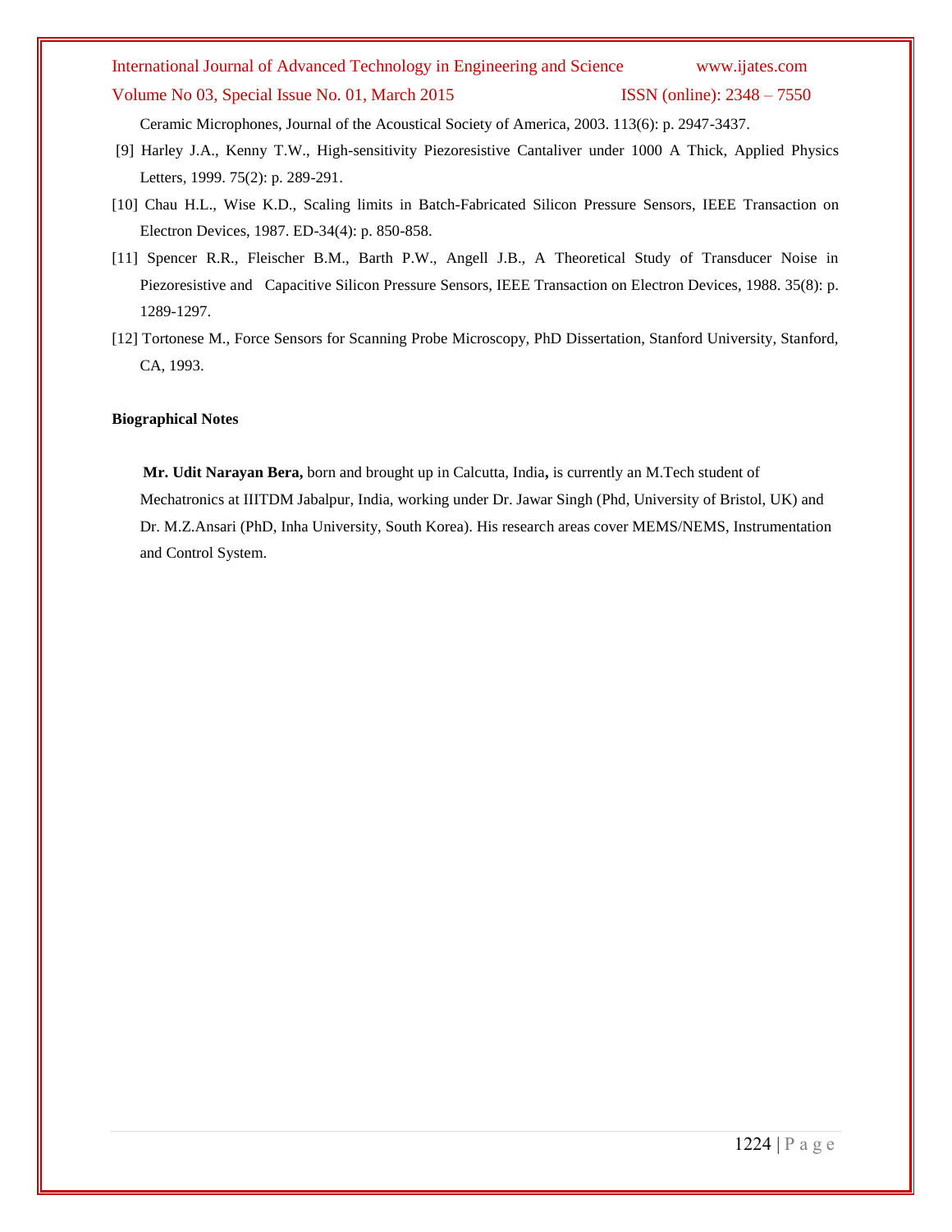Ceramic Microphones, Journal of the Acoustical Society of America, 2003. 113(6): p. 2947-3437.

[9] Harley J.A., Kenny T.W., High-sensitivity Piezoresistive Cantaliver under 1000 A Thick, Applied Physics Letters, 1999. 75(2): p. 289-291.

[10] Chau H.L., Wise K.D., Scaling limits in Batch-Fabricated Silicon Pressure Sensors, IEEE Transaction on Electron Devices, 1987. ED-34(4): p. 850-858.

[11] Spencer R.R., Fleischer B.M., Barth P.W., Angell J.B., A Theoretical Study of Transducer Noise in Piezoresistive and Capacitive Silicon Pressure Sensors, IEEE Transaction on Electron Devices, 1988. 35(8): p. 1289-1297.

[12] Tortonese M., Force Sensors for Scanning Probe Microscopy, PhD Dissertation, Stanford University, Stanford, CA, 1993.

**Biographical Notes**

**Mr. Udit Narayan Bera,** born and brought up in Calcutta, India**,** is currently an M.Tech student of Mechatronics at IIITDM Jabalpur, India, working under Dr. Jawar Singh (Phd, University of Bristol, UK) and Dr. M.Z.Ansari (PhD, Inha University, South Korea). His research areas cover MEMS/NEMS, Instrumentation and Control System.